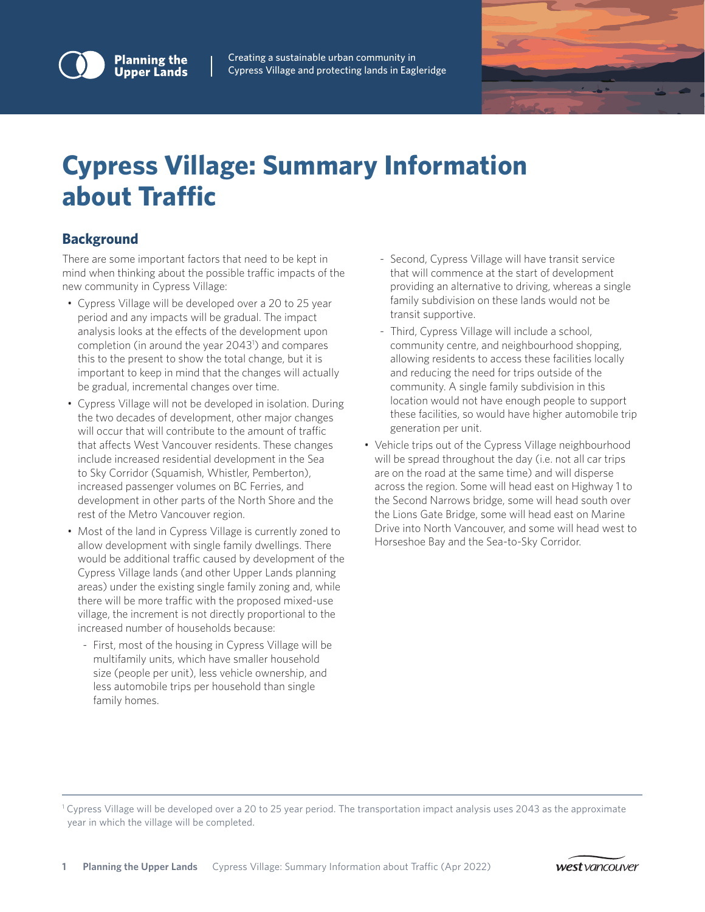Planning the Upper Lands | Creating a sustainable urban community in Cypress Village and protecting lands in Eagleridge

# Cypress Village: Summary Information about Traffic

## Background

There are some important factors that need to be kept in mind when thinking about the possible traffic impacts of the new community in Cypress Village:

- Cypress Village will be developed over a 20 to 25 year period and any impacts will be gradual. The impact analysis looks at the effects of the development upon completion (in around the year 2043[1]) and compares this to the present to show the total change, but it is important to keep in mind that the changes will actually be gradual, incremental changes over time.
- Cypress Village will not be developed in isolation. During the two decades of development, other major changes will occur that will contribute to the amount of traffic that affects West Vancouver residents. These changes include increased residential development in the Sea to Sky Corridor (Squamish, Whistler, Pemberton), increased passenger volumes on BC Ferries, and development in other parts of the North Shore and the rest of the Metro Vancouver region.
- Most of the land in Cypress Village is currently zoned to allow development with single family dwellings. There would be additional traffic caused by development of the Cypress Village lands (and other Upper Lands planning areas) under the existing single family zoning and, while there will be more traffic with the proposed mixed-use village, the increment is not directly proportional to the increased number of households because:
  - First, most of the housing in Cypress Village will be multifamily units, which have smaller household size (people per unit), less vehicle ownership, and less automobile trips per household than single family homes.
  - Second, Cypress Village will have transit service that will commence at the start of development providing an alternative to driving, whereas a single family subdivision on these lands would not be transit supportive.
  - Third, Cypress Village will include a school, community centre, and neighbourhood shopping, allowing residents to access these facilities locally and reducing the need for trips outside of the community. A single family subdivision in this location would not have enough people to support these facilities, so would have higher automobile trip generation per unit.
- Vehicle trips out of the Cypress Village neighbourhood will be spread throughout the day (i.e. not all car trips are on the road at the same time) and will disperse across the region. Some will head east on Highway 1 to the Second Narrows bridge, some will head south over the Lions Gate Bridge, some will head east on Marine Drive into North Vancouver, and some will head west to Horseshoe Bay and the Sea-to-Sky Corridor.

---

[1] Cypress Village will be developed over a 20 to 25 year period. The transportation impact analysis uses 2043 as the approximate year in which the village will be completed.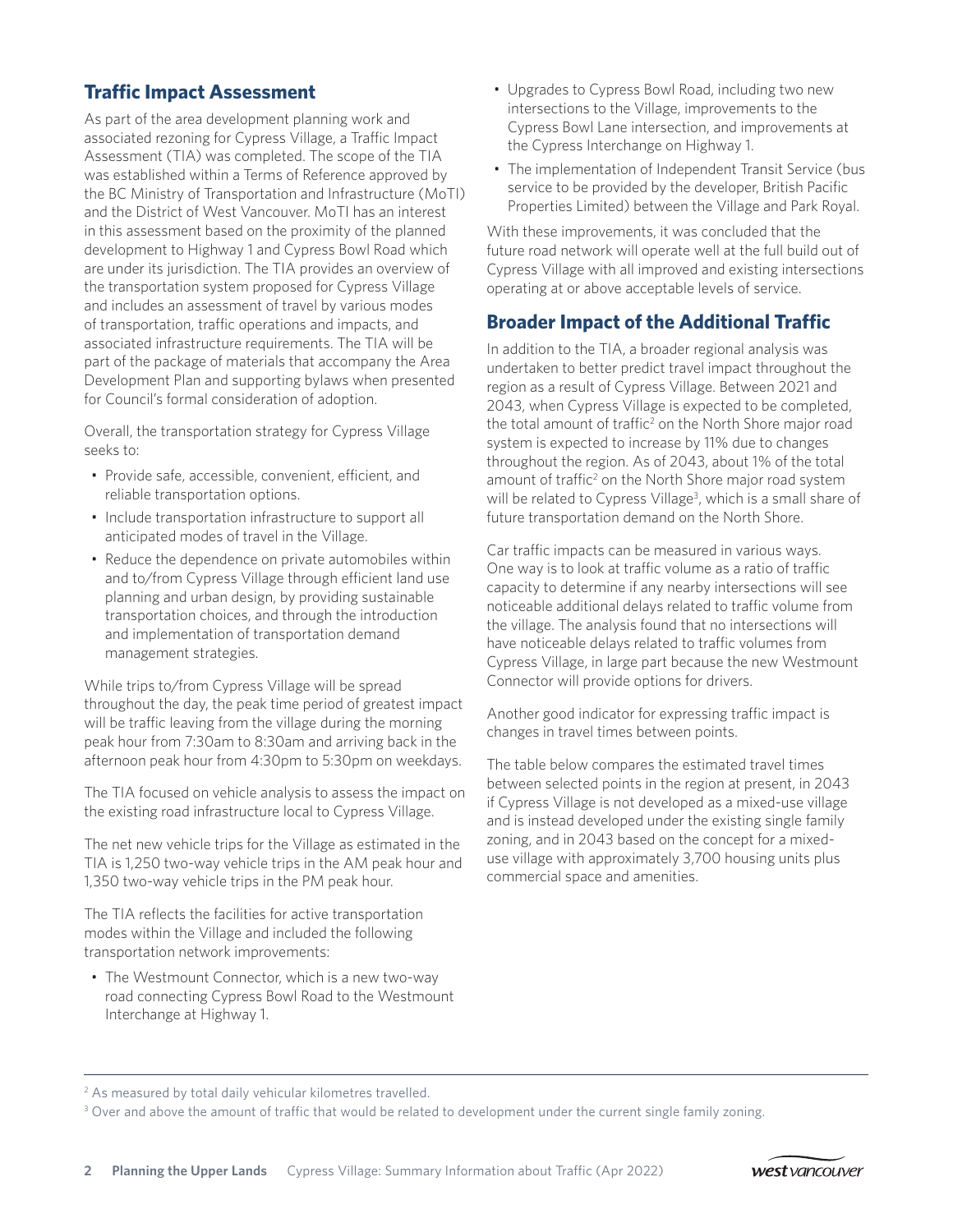## Traffic Impact Assessment

As part of the area development planning work and associated rezoning for Cypress Village, a Traffic Impact Assessment (TIA) was completed. The scope of the TIA was established within a Terms of Reference approved by the BC Ministry of Transportation and Infrastructure (MoTI) and the District of West Vancouver. MoTI has an interest in this assessment based on the proximity of the planned development to Highway 1 and Cypress Bowl Road which are under its jurisdiction. The TIA provides an overview of the transportation system proposed for Cypress Village and includes an assessment of travel by various modes of transportation, traffic operations and impacts, and associated infrastructure requirements. The TIA will be part of the package of materials that accompany the Area Development Plan and supporting bylaws when presented for Council's formal consideration of adoption.

Overall, the transportation strategy for Cypress Village seeks to:

- Provide safe, accessible, convenient, efficient, and reliable transportation options.
- Include transportation infrastructure to support all anticipated modes of travel in the Village.
- Reduce the dependence on private automobiles within and to/from Cypress Village through efficient land use planning and urban design, by providing sustainable transportation choices, and through the introduction and implementation of transportation demand management strategies.

While trips to/from Cypress Village will be spread throughout the day, the peak time period of greatest impact will be traffic leaving from the village during the morning peak hour from 7:30am to 8:30am and arriving back in the afternoon peak hour from 4:30pm to 5:30pm on weekdays.

The TIA focused on vehicle analysis to assess the impact on the existing road infrastructure local to Cypress Village.

The net new vehicle trips for the Village as estimated in the TIA is 1,250 two-way vehicle trips in the AM peak hour and 1,350 two-way vehicle trips in the PM peak hour.

The TIA reflects the facilities for active transportation modes within the Village and included the following transportation network improvements:

- The Westmount Connector, which is a new two-way road connecting Cypress Bowl Road to the Westmount Interchange at Highway 1.
- Upgrades to Cypress Bowl Road, including two new intersections to the Village, improvements to the Cypress Bowl Lane intersection, and improvements at the Cypress Interchange on Highway 1.
- The implementation of Independent Transit Service (bus service to be provided by the developer, British Pacific Properties Limited) between the Village and Park Royal.

With these improvements, it was concluded that the future road network will operate well at the full build out of Cypress Village with all improved and existing intersections operating at or above acceptable levels of service.

## Broader Impact of the Additional Traffic

In addition to the TIA, a broader regional analysis was undertaken to better predict travel impact throughout the region as a result of Cypress Village. Between 2021 and 2043, when Cypress Village is expected to be completed, the total amount of traffic[2] on the North Shore major road system is expected to increase by 11% due to changes throughout the region. As of 2043, about 1% of the total amount of traffic[2] on the North Shore major road system will be related to Cypress Village[3], which is a small share of future transportation demand on the North Shore.

Car traffic impacts can be measured in various ways. One way is to look at traffic volume as a ratio of traffic capacity to determine if any nearby intersections will see noticeable additional delays related to traffic volume from the village. The analysis found that no intersections will have noticeable delays related to traffic volumes from Cypress Village, in large part because the new Westmount Connector will provide options for drivers.

Another good indicator for expressing traffic impact is changes in travel times between points.

The table below compares the estimated travel times between selected points in the region at present, in 2043 if Cypress Village is not developed as a mixed-use village and is instead developed under the existing single family zoning, and in 2043 based on the concept for a mixed-use village with approximately 3,700 housing units plus commercial space and amenities.

---

[2] As measured by total daily vehicular kilometres travelled.

[3] Over and above the amount of traffic that would be related to development under the current single family zoning.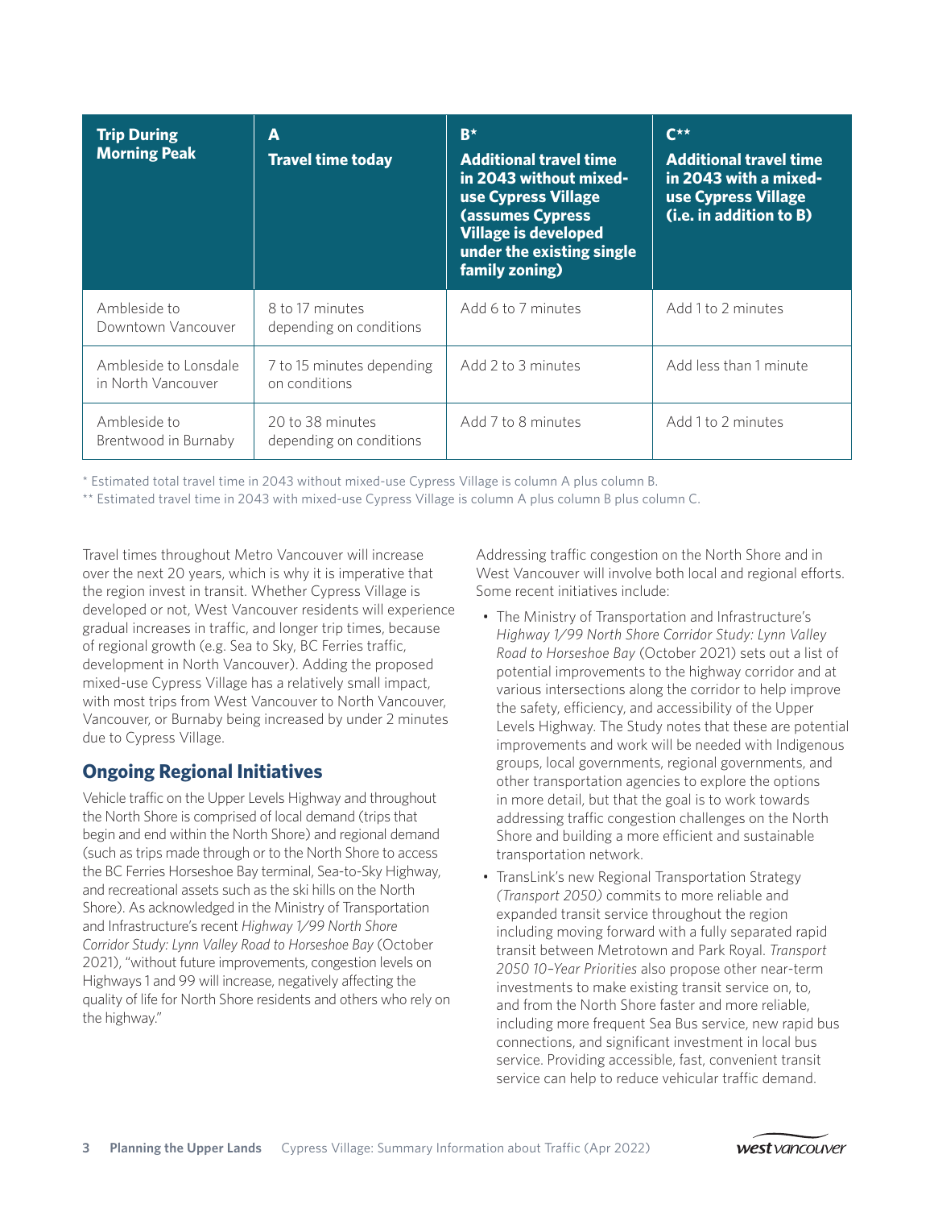| Trip During Morning Peak | A<br>Travel time today | B*<br>Additional travel time in 2043 without mixed-use Cypress Village (assumes Cypress Village is developed under the existing single family zoning) | C**<br>Additional travel time in 2043 with a mixed-use Cypress Village (i.e. in addition to B) |
|---|---|---|---|
| Ambleside to Downtown Vancouver | 8 to 17 minutes depending on conditions | Add 6 to 7 minutes | Add 1 to 2 minutes |
| Ambleside to Lonsdale in North Vancouver | 7 to 15 minutes depending on conditions | Add 2 to 3 minutes | Add less than 1 minute |
| Ambleside to Brentwood in Burnaby | 20 to 38 minutes depending on conditions | Add 7 to 8 minutes | Add 1 to 2 minutes |

* Estimated total travel time in 2043 without mixed-use Cypress Village is column A plus column B.

** Estimated travel time in 2043 with mixed-use Cypress Village is column A plus column B plus column C.

Travel times throughout Metro Vancouver will increase over the next 20 years, which is why it is imperative that the region invest in transit. Whether Cypress Village is developed or not, West Vancouver residents will experience gradual increases in traffic, and longer trip times, because of regional growth (e.g. Sea to Sky, BC Ferries traffic, development in North Vancouver). Adding the proposed mixed-use Cypress Village has a relatively small impact, with most trips from West Vancouver to North Vancouver, Vancouver, or Burnaby being increased by under 2 minutes due to Cypress Village.

## Ongoing Regional Initiatives

Vehicle traffic on the Upper Levels Highway and throughout the North Shore is comprised of local demand (trips that begin and end within the North Shore) and regional demand (such as trips made through or to the North Shore to access the BC Ferries Horseshoe Bay terminal, Sea-to-Sky Highway, and recreational assets such as the ski hills on the North Shore). As acknowledged in the Ministry of Transportation and Infrastructure's recent *Highway 1/99 North Shore Corridor Study: Lynn Valley Road to Horseshoe Bay* (October 2021), "without future improvements, congestion levels on Highways 1 and 99 will increase, negatively affecting the quality of life for North Shore residents and others who rely on the highway."

Addressing traffic congestion on the North Shore and in West Vancouver will involve both local and regional efforts. Some recent initiatives include:

- The Ministry of Transportation and Infrastructure's *Highway 1/99 North Shore Corridor Study: Lynn Valley Road to Horseshoe Bay* (October 2021) sets out a list of potential improvements to the highway corridor and at various intersections along the corridor to help improve the safety, efficiency, and accessibility of the Upper Levels Highway. The Study notes that these are potential improvements and work will be needed with Indigenous groups, local governments, regional governments, and other transportation agencies to explore the options in more detail, but that the goal is to work towards addressing traffic congestion challenges on the North Shore and building a more efficient and sustainable transportation network.
- TransLink's new Regional Transportation Strategy *(Transport 2050)* commits to more reliable and expanded transit service throughout the region including moving forward with a fully separated rapid transit between Metrotown and Park Royal. *Transport 2050 10–Year Priorities* also propose other near-term investments to make existing transit service on, to, and from the North Shore faster and more reliable, including more frequent Sea Bus service, new rapid bus connections, and significant investment in local bus service. Providing accessible, fast, convenient transit service can help to reduce vehicular traffic demand.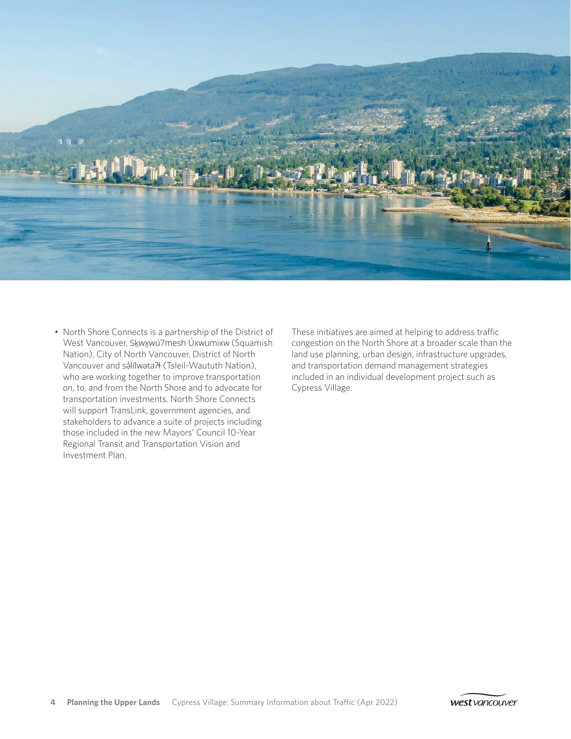- North Shore Connects is a partnership of the District of West Vancouver, Sḵwx̱wú7mesh Úxwumixw (Squamish Nation), City of North Vancouver, District of North Vancouver and səl̓ílwətaʔɬ (Tsleil-Waututh Nation), who are working together to improve transportation on, to, and from the North Shore and to advocate for transportation investments. North Shore Connects will support TransLink, government agencies, and stakeholders to advance a suite of projects including those included in the new Mayors' Council 10-Year Regional Transit and Transportation Vision and Investment Plan.

These initiatives are aimed at helping to address traffic congestion on the North Shore at a broader scale than the land use planning, urban design, infrastructure upgrades, and transportation demand management strategies included in an individual development project such as Cypress Village.